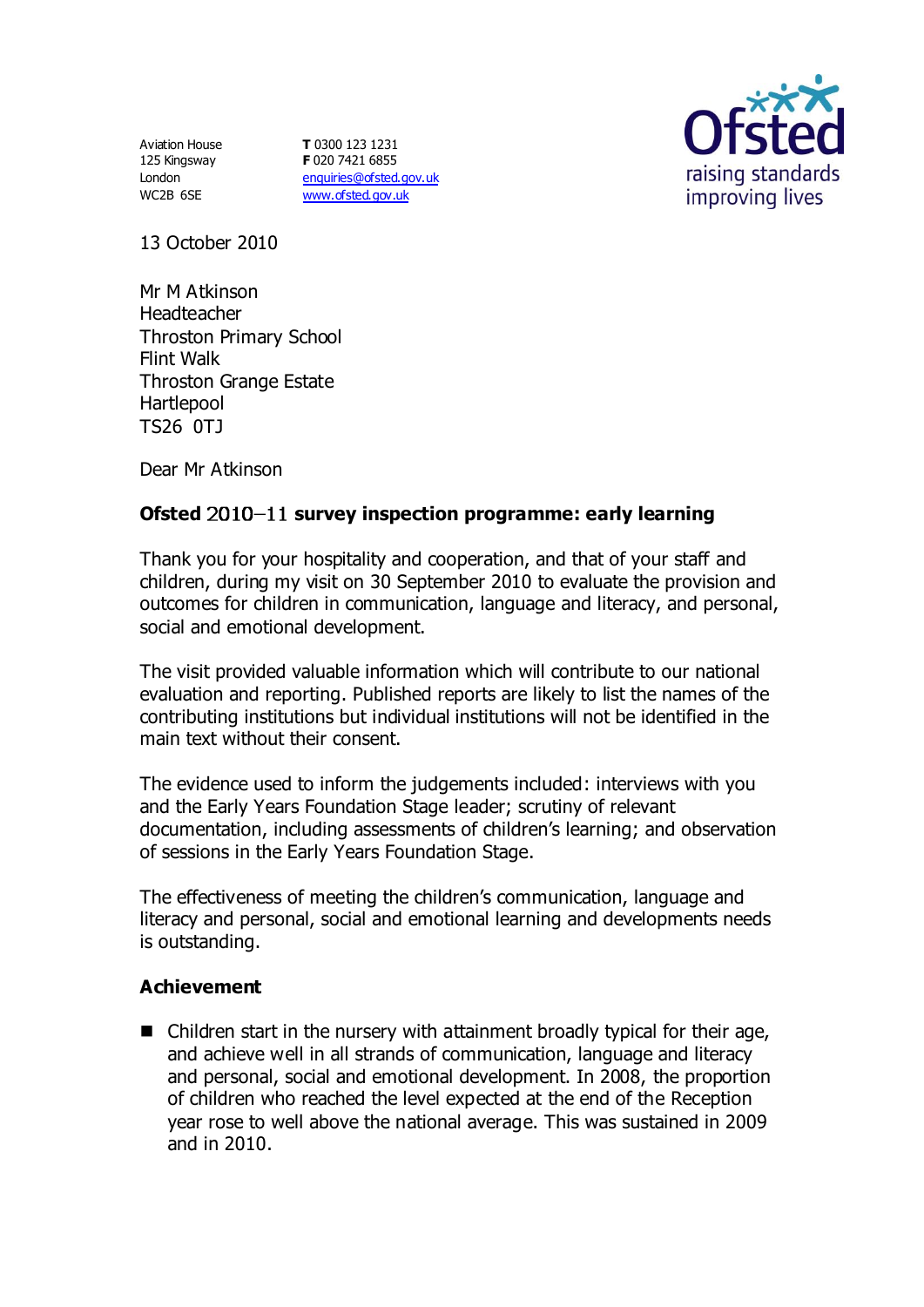Aviation House
125 Kingsway
London
WC2B 6SE

**T** 0300 123 1231
**F** 020 7421 6855
enquiries@ofsted.gov.uk
www.ofsted.gov.uk

13 October 2010

Mr M Atkinson
Headteacher
Throston Primary School
Flint Walk
Throston Grange Estate
Hartlepool
TS26 0TJ

Dear Mr Atkinson

**Ofsted 2010–11 survey inspection programme: early learning**

Thank you for your hospitality and cooperation, and that of your staff and children, during my visit on 30 September 2010 to evaluate the provision and outcomes for children in communication, language and literacy, and personal, social and emotional development.

The visit provided valuable information which will contribute to our national evaluation and reporting. Published reports are likely to list the names of the contributing institutions but individual institutions will not be identified in the main text without their consent.

The evidence used to inform the judgements included: interviews with you and the Early Years Foundation Stage leader; scrutiny of relevant documentation, including assessments of children's learning; and observation of sessions in the Early Years Foundation Stage.

The effectiveness of meeting the children's communication, language and literacy and personal, social and emotional learning and developments needs is outstanding.

## Achievement

- Children start in the nursery with attainment broadly typical for their age, and achieve well in all strands of communication, language and literacy and personal, social and emotional development. In 2008, the proportion of children who reached the level expected at the end of the Reception year rose to well above the national average. This was sustained in 2009 and in 2010.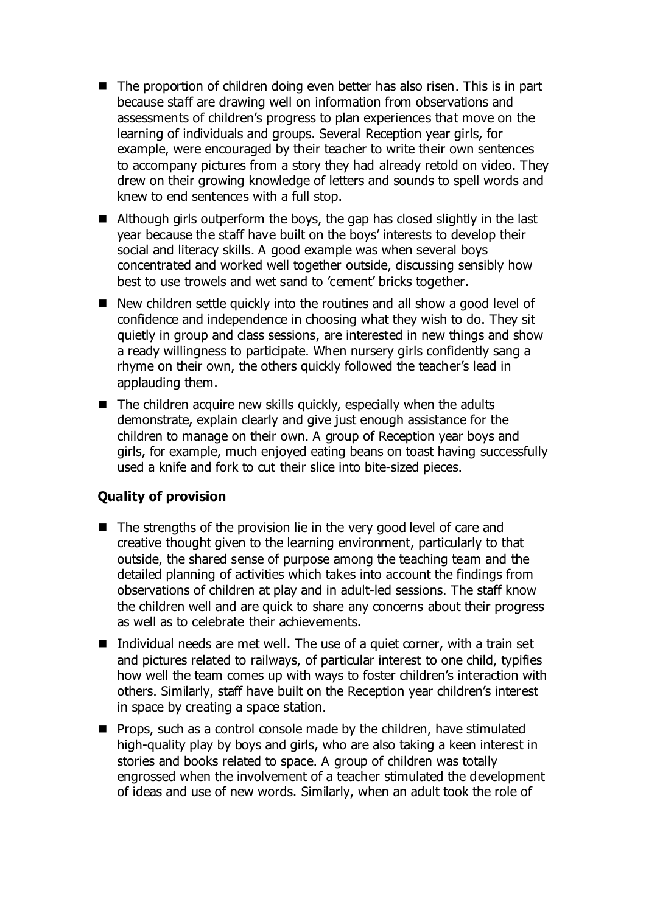- The proportion of children doing even better has also risen. This is in part because staff are drawing well on information from observations and assessments of children's progress to plan experiences that move on the learning of individuals and groups. Several Reception year girls, for example, were encouraged by their teacher to write their own sentences to accompany pictures from a story they had already retold on video. They drew on their growing knowledge of letters and sounds to spell words and knew to end sentences with a full stop.
- Although girls outperform the boys, the gap has closed slightly in the last year because the staff have built on the boys' interests to develop their social and literacy skills. A good example was when several boys concentrated and worked well together outside, discussing sensibly how best to use trowels and wet sand to 'cement' bricks together.
- New children settle quickly into the routines and all show a good level of confidence and independence in choosing what they wish to do. They sit quietly in group and class sessions, are interested in new things and show a ready willingness to participate. When nursery girls confidently sang a rhyme on their own, the others quickly followed the teacher's lead in applauding them.
- The children acquire new skills quickly, especially when the adults demonstrate, explain clearly and give just enough assistance for the children to manage on their own. A group of Reception year boys and girls, for example, much enjoyed eating beans on toast having successfully used a knife and fork to cut their slice into bite-sized pieces.

### Quality of provision

- The strengths of the provision lie in the very good level of care and creative thought given to the learning environment, particularly to that outside, the shared sense of purpose among the teaching team and the detailed planning of activities which takes into account the findings from observations of children at play and in adult-led sessions. The staff know the children well and are quick to share any concerns about their progress as well as to celebrate their achievements.
- Individual needs are met well. The use of a quiet corner, with a train set and pictures related to railways, of particular interest to one child, typifies how well the team comes up with ways to foster children's interaction with others. Similarly, staff have built on the Reception year children's interest in space by creating a space station.
- Props, such as a control console made by the children, have stimulated high-quality play by boys and girls, who are also taking a keen interest in stories and books related to space. A group of children was totally engrossed when the involvement of a teacher stimulated the development of ideas and use of new words. Similarly, when an adult took the role of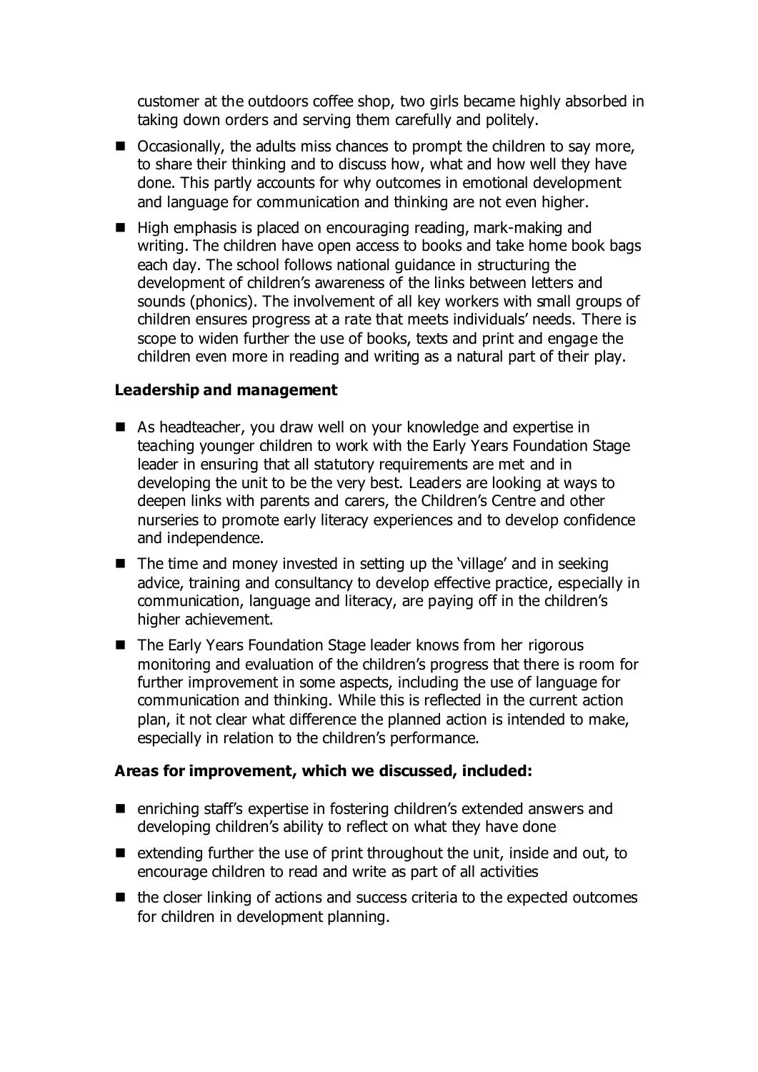customer at the outdoors coffee shop, two girls became highly absorbed in taking down orders and serving them carefully and politely.

- Occasionally, the adults miss chances to prompt the children to say more, to share their thinking and to discuss how, what and how well they have done. This partly accounts for why outcomes in emotional development and language for communication and thinking are not even higher.
- High emphasis is placed on encouraging reading, mark-making and writing. The children have open access to books and take home book bags each day. The school follows national guidance in structuring the development of children's awareness of the links between letters and sounds (phonics). The involvement of all key workers with small groups of children ensures progress at a rate that meets individuals' needs. There is scope to widen further the use of books, texts and print and engage the children even more in reading and writing as a natural part of their play.

**Leadership and management**

- As headteacher, you draw well on your knowledge and expertise in teaching younger children to work with the Early Years Foundation Stage leader in ensuring that all statutory requirements are met and in developing the unit to be the very best. Leaders are looking at ways to deepen links with parents and carers, the Children's Centre and other nurseries to promote early literacy experiences and to develop confidence and independence.
- The time and money invested in setting up the 'village' and in seeking advice, training and consultancy to develop effective practice, especially in communication, language and literacy, are paying off in the children's higher achievement.
- The Early Years Foundation Stage leader knows from her rigorous monitoring and evaluation of the children's progress that there is room for further improvement in some aspects, including the use of language for communication and thinking. While this is reflected in the current action plan, it not clear what difference the planned action is intended to make, especially in relation to the children's performance.

**Areas for improvement, which we discussed, included:**

- enriching staff's expertise in fostering children's extended answers and developing children's ability to reflect on what they have done
- extending further the use of print throughout the unit, inside and out, to encourage children to read and write as part of all activities
- the closer linking of actions and success criteria to the expected outcomes for children in development planning.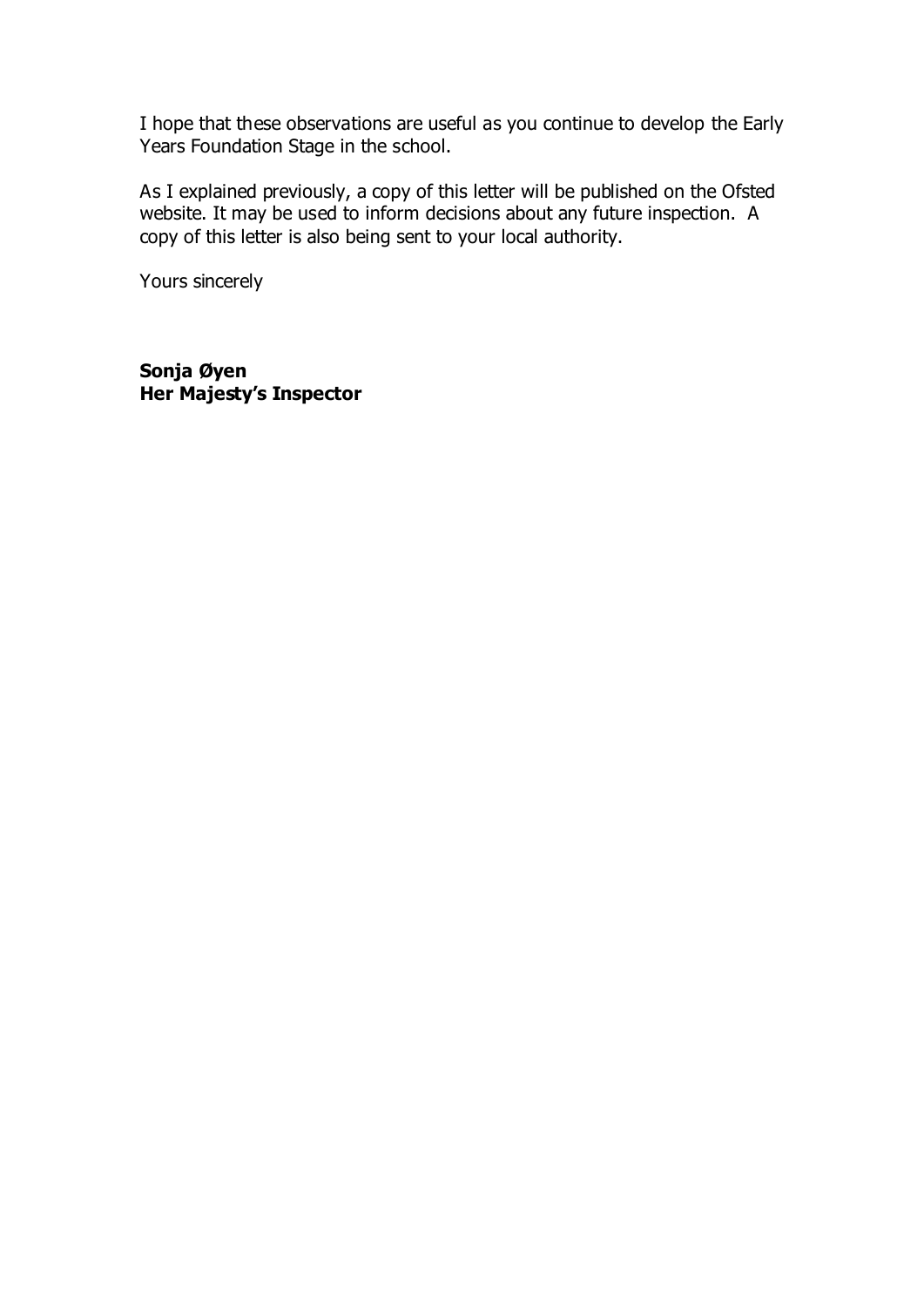I hope that these observations are useful as you continue to develop the Early Years Foundation Stage in the school.

As I explained previously, a copy of this letter will be published on the Ofsted website. It may be used to inform decisions about any future inspection. A copy of this letter is also being sent to your local authority.

Yours sincerely

**Sonja Øyen**
**Her Majesty's Inspector**